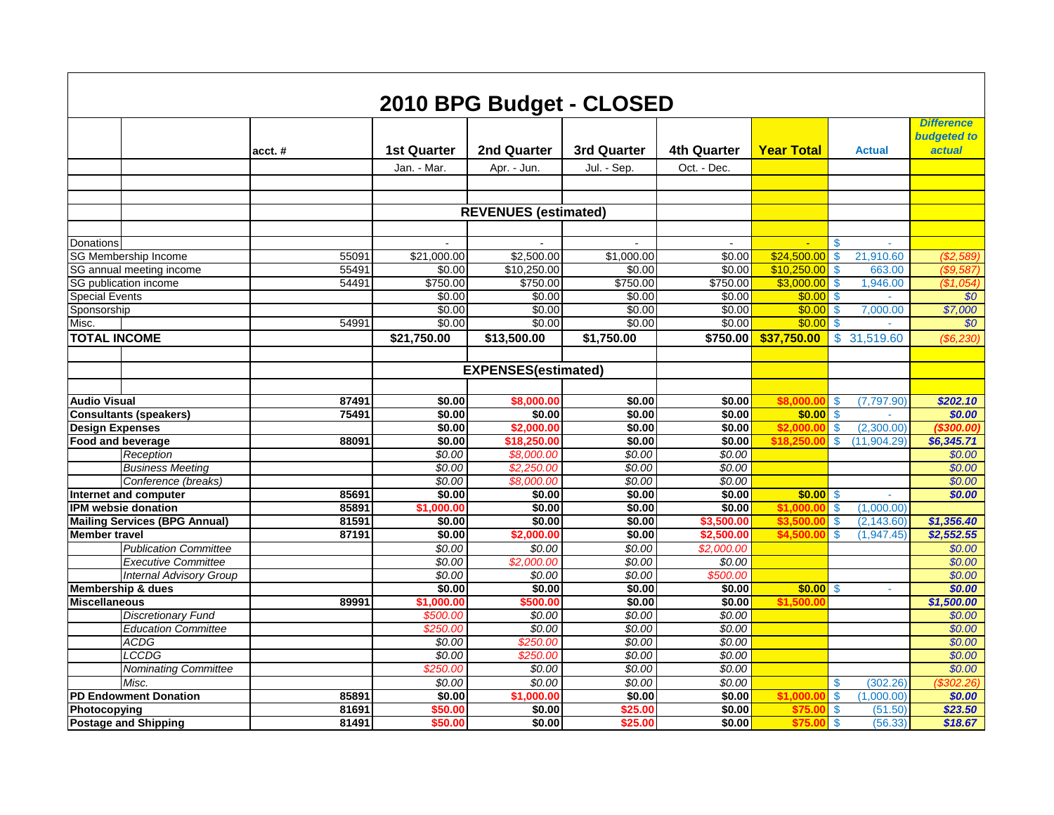# 2010 BPG Budget - CLOSED

| | | acct. # | 1st Quarter | 2nd Quarter | 3rd Quarter | 4th Quarter | Year Total | Actual | Difference budgeted to actual |
|---|---|---|---|---|---|---|---|---|---|
| | | | Jan. - Mar. | Apr. - Jun. | Jul. - Sep. | Oct. - Dec. | | | |
| | | | | **REVENUES (estimated)** | | | | | |
| Donations | | | - | - | - | - | - | $ - | |
| SG Membership Income | | 55091 | $21,000.00 | $2,500.00 | $1,000.00 | $0.00 | $24,500.00 | $ 21,910.60 | *($2,589)* |
| SG annual meeting income | | 55491 | $0.00 | $10,250.00 | $0.00 | $0.00 | $10,250.00 | $ 663.00 | *($9,587)* |
| SG publication income | | 54491 | $750.00 | $750.00 | $750.00 | $750.00 | $3,000.00 | $ 1,946.00 | *($1,054)* |
| Special Events | | | $0.00 | $0.00 | $0.00 | $0.00 | $0.00 | $ - | *$0* |
| Sponsorship | | | $0.00 | $0.00 | $0.00 | $0.00 | $0.00 | $ 7,000.00 | *$7,000* |
| Misc. | | 54991 | $0.00 | $0.00 | $0.00 | $0.00 | $0.00 | $ - | *$0* |
| **TOTAL INCOME** | | | **$21,750.00** | **$13,500.00** | **$1,750.00** | **$750.00** | **$37,750.00** | $ 31,519.60 | *($6,230)* |
| | | | | **EXPENSES(estimated)** | | | | | |
| **Audio Visual** | | **87491** | **$0.00** | **$8,000.00** | **$0.00** | **$0.00** | **$8,000.00** | $ (7,797.90) | ***$202.10*** |
| **Consultants (speakers)** | | **75491** | **$0.00** | **$0.00** | **$0.00** | **$0.00** | **$0.00** | $ - | ***$0.00*** |
| **Design Expenses** | | | **$0.00** | **$2,000.00** | **$0.00** | **$0.00** | **$2,000.00** | $ (2,300.00) | ***($300.00)*** |
| **Food and beverage** | | **88091** | **$0.00** | **$18,250.00** | **$0.00** | **$0.00** | **$18,250.00** | $ (11,904.29) | ***$6,345.71*** |
| | *Reception* | | *$0.00* | *$8,000.00* | *$0.00* | *$0.00* | | | *$0.00* |
| | *Business Meeting* | | *$0.00* | *$2,250.00* | *$0.00* | *$0.00* | | | *$0.00* |
| | *Conference (breaks)* | | *$0.00* | *$8,000.00* | *$0.00* | *$0.00* | | | *$0.00* |
| **Internet and computer** | | **85691** | **$0.00** | **$0.00** | **$0.00** | **$0.00** | **$0.00** | $ - | ***$0.00*** |
| **IPM websie donation** | | **85891** | **$1,000.00** | **$0.00** | **$0.00** | **$0.00** | **$1,000.00** | $ (1,000.00) | |
| **Mailing Services (BPG Annual)** | | **81591** | **$0.00** | **$0.00** | **$0.00** | **$3,500.00** | **$3,500.00** | $ (2,143.60) | ***$1,356.40*** |
| **Member travel** | | **87191** | **$0.00** | **$2,000.00** | **$0.00** | **$2,500.00** | **$4,500.00** | $ (1,947.45) | ***$2,552.55*** |
| | *Publication Committee* | | *$0.00* | *$0.00* | *$0.00* | *$2,000.00* | | | *$0.00* |
| | *Executive Committee* | | *$0.00* | *$2,000.00* | *$0.00* | *$0.00* | | | *$0.00* |
| | *Internal Advisory Group* | | *$0.00* | *$0.00* | *$0.00* | *$500.00* | | | *$0.00* |
| **Membership & dues** | | | **$0.00** | **$0.00** | **$0.00** | **$0.00** | **$0.00** | $ - | ***$0.00*** |
| **Miscellaneous** | | **89991** | **$1,000.00** | **$500.00** | **$0.00** | **$0.00** | **$1,500.00** | | ***$1,500.00*** |
| | *Discretionary Fund* | | *$500.00* | *$0.00* | *$0.00* | *$0.00* | | | *$0.00* |
| | *Education Committee* | | *$250.00* | *$0.00* | *$0.00* | *$0.00* | | | *$0.00* |
| | *ACDG* | | *$0.00* | *$250.00* | *$0.00* | *$0.00* | | | *$0.00* |
| | *LCCDG* | | *$0.00* | *$250.00* | *$0.00* | *$0.00* | | | *$0.00* |
| | *Nominating Committee* | | *$250.00* | *$0.00* | *$0.00* | *$0.00* | | | *$0.00* |
| | *Misc.* | | *$0.00* | *$0.00* | *$0.00* | *$0.00* | | $ (302.26) | *($302.26)* |
| **PD Endowment Donation** | | **85891** | **$0.00** | **$1,000.00** | **$0.00** | **$0.00** | **$1,000.00** | $ (1,000.00) | ***$0.00*** |
| **Photocopying** | | **81691** | **$50.00** | **$0.00** | **$25.00** | **$0.00** | **$75.00** | $ (51.50) | ***$23.50*** |
| **Postage and Shipping** | | **81491** | **$50.00** | **$0.00** | **$25.00** | **$0.00** | **$75.00** | $ (56.33) | ***$18.67*** |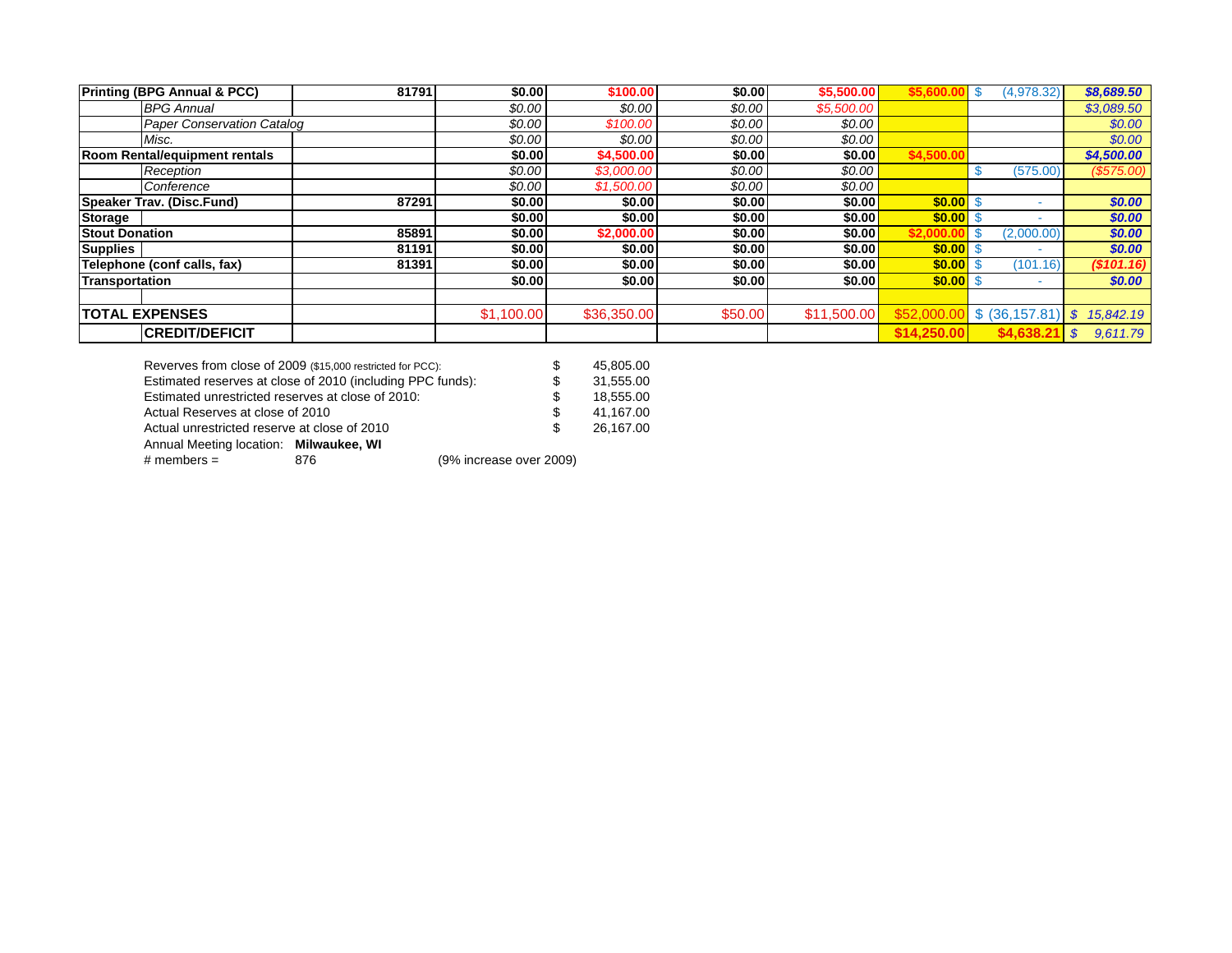| | | | | | | | | | |
|---|---|---|---|---|---|---|---|---|---|
| **Printing (BPG Annual & PCC)** | | **81791** | **$0.00** | **$100.00** | **$0.00** | **$5,500.00** | **$5,600.00** | $ (4,978.32) | ***$8,689.50*** |
| | *BPG Annual* | | *$0.00* | *$0.00* | *$0.00* | *$5,500.00* | | | *$3,089.50* |
| | *Paper Conservation Catalog* | | *$0.00* | *$100.00* | *$0.00* | *$0.00* | | | *$0.00* |
| | *Misc.* | | *$0.00* | *$0.00* | *$0.00* | *$0.00* | | | *$0.00* |
| **Room Rental/equipment rentals** | | | **$0.00** | **$4,500.00** | **$0.00** | **$0.00** | **$4,500.00** | | ***$4,500.00*** |
| | *Reception* | | *$0.00* | *$3,000.00* | *$0.00* | *$0.00* | | $ (575.00) | *($575.00)* |
| | *Conference* | | *$0.00* | *$1,500.00* | *$0.00* | *$0.00* | | | |
| **Speaker Trav. (Disc.Fund)** | | **87291** | **$0.00** | **$0.00** | **$0.00** | **$0.00** | **$0.00** | $ - | ***$0.00*** |
| **Storage** | | | **$0.00** | **$0.00** | **$0.00** | **$0.00** | **$0.00** | $ - | ***$0.00*** |
| **Stout Donation** | | **85891** | **$0.00** | **$2,000.00** | **$0.00** | **$0.00** | **$2,000.00** | $ (2,000.00) | ***$0.00*** |
| **Supplies** | | **81191** | **$0.00** | **$0.00** | **$0.00** | **$0.00** | **$0.00** | $ - | ***$0.00*** |
| **Telephone (conf calls, fax)** | | **81391** | **$0.00** | **$0.00** | **$0.00** | **$0.00** | **$0.00** | $ (101.16) | ***($101.16)*** |
| **Transportation** | | | **$0.00** | **$0.00** | **$0.00** | **$0.00** | **$0.00** | $ - | ***$0.00*** |
| | | | | | | | | | |
| **TOTAL EXPENSES** | | | $1,100.00 | $36,350.00 | $50.00 | $11,500.00 | $52,000.00 | $ (36,157.81) | *$ 15,842.19* |
| | **CREDIT/DEFICIT** | | | | | | **$14,250.00** | **$4,638.21** | *$ 9,611.79* |

Reverves from close of 2009 ($15,000 restricted for PCC): $ 45,805.00
Estimated reserves at close of 2010 (including PPC funds): $ 31,555.00
Estimated unrestricted reserves at close of 2010: $ 18,555.00
Actual Reserves at close of 2010 $ 41,167.00
Actual unrestricted reserve at close of 2010 $ 26,167.00
Annual Meeting location: **Milwaukee, WI**
# members = 876 (9% increase over 2009)